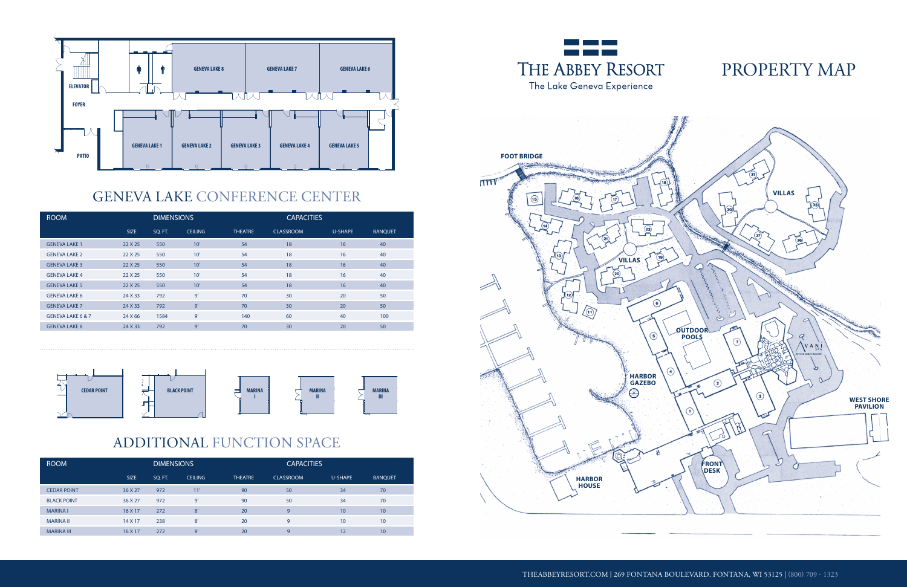# THE ABBEY RESORT

The Lake Geneva Experience

# PROPERTY MAP

## GENEVA LAKE CONFERENCE CENTER

| ROOM | DIMENSIONS | | | CAPACITIES | | | |
|---|---|---|---|---|---|---|---|
| | SIZE | SQ. FT. | CEILING | THEATRE | CLASSROOM | U-SHAPE | BANQUET |
| GENEVA LAKE 1 | 22 X 25 | 550 | 10' | 54 | 18 | 16 | 40 |
| GENEVA LAKE 2 | 22 X 25 | 550 | 10' | 54 | 18 | 16 | 40 |
| GENEVA LAKE 3 | 22 X 25 | 550 | 10' | 54 | 18 | 16 | 40 |
| GENEVA LAKE 4 | 22 X 25 | 550 | 10' | 54 | 18 | 16 | 40 |
| GENEVA LAKE 5 | 22 X 25 | 550 | 10' | 54 | 18 | 16 | 40 |
| GENEVA LAKE 6 | 24 X 33 | 792 | 9' | 70 | 30 | 20 | 50 |
| GENEVA LAKE 7 | 24 X 33 | 792 | 9' | 70 | 30 | 20 | 50 |
| GENEVA LAKE 6 & 7 | 24 X 66 | 1584 | 9' | 140 | 60 | 40 | 100 |
| GENEVA LAKE 8 | 24 X 33 | 792 | 9' | 70 | 30 | 20 | 50 |

## ADDITIONAL FUNCTION SPACE

| ROOM | DIMENSIONS | | | CAPACITIES | | | |
|---|---|---|---|---|---|---|---|
| | SIZE | SQ. FT. | CEILING | THEATRE | CLASSROOM | U-SHAPE | BANQUET |
| CEDAR POINT | 36 X 27 | 972 | 11' | 90 | 50 | 34 | 70 |
| BLACK POINT | 36 X 27 | 972 | 9' | 90 | 50 | 34 | 70 |
| MARINA I | 16 X 17 | 272 | 8' | 20 | 9 | 10 | 10 |
| MARINA II | 14 X 17 | 238 | 8' | 20 | 9 | 10 | 10 |
| MARINA III | 16 X 17 | 272 | 8' | 20 | 9 | 12 | 10 |

THEABBEYRESORT.COM | 269 FONTANA BOULEVARD. FONTANA, WI 53125 | (800) 709 - 1323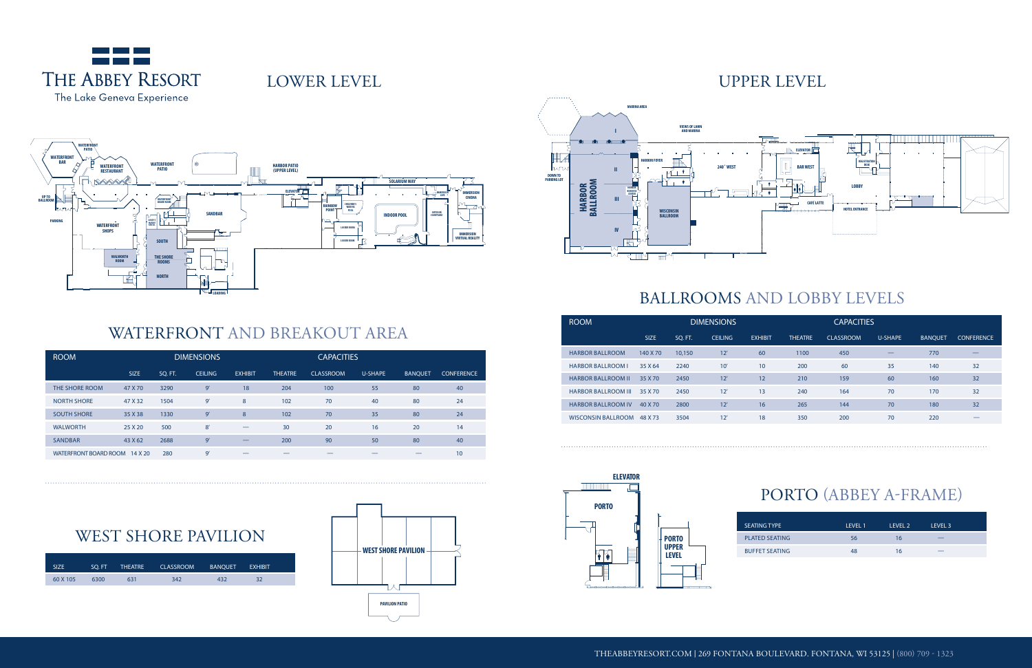# THE ABBEY RESORT

The Lake Geneva Experience

## LOWER LEVEL

WATERFRONT PATIO
WATERFRONT BAR
WATERFRONT RESTAURANT
WATERFRONT PATIO
HARBOR PATIO (UPPER LEVEL)
SOLARIUM WAY
UP TO BALLROOM
PARKING
WATERFRONT SHOPS
SANDBAR
ELEVATOR
RAINBOW POINT
INDOOR POOL
IMMERSION CINEMA
IMMERSION VIRTUAL REALITY
SOUTH
WALWORTH ROOM
THE SHORE ROOMS
NORTH
LOADING

## UPPER LEVEL

MARINA AREA
VIEWS OF LAWN AND MARINA
HARBOR FOYER
240' WEST
ELEVATOR
BAR WEST
DOWN TO PARKING LOT
HARBOR BALLROOM
I
II
III
IV
WISCONSIN BALLROOM
LOBBY
CAFE LATTE
HOTEL ENTRANCE

## WATERFRONT AND BREAKOUT AREA

| ROOM | DIMENSIONS | | | CAPACITIES | | | | | |
|---|---|---|---|---|---|---|---|---|---|
| | SIZE | SQ. FT. | CEILING | EXHIBIT | THEATRE | CLASSROOM | U-SHAPE | BANQUET | CONFERENCE |
| THE SHORE ROOM | 47 X 70 | 3290 | 9' | 18 | 204 | 100 | 55 | 80 | 40 |
| NORTH SHORE | 47 X 32 | 1504 | 9' | 8 | 102 | 70 | 40 | 80 | 24 |
| SOUTH SHORE | 35 X 38 | 1330 | 9' | 8 | 102 | 70 | 35 | 80 | 24 |
| WALWORTH | 25 X 20 | 500 | 8' | — | 30 | 20 | 16 | 20 | 14 |
| SANDBAR | 43 X 62 | 2688 | 9' | — | 200 | 90 | 50 | 80 | 40 |
| WATERFRONT BOARD ROOM | 14 X 20 | 280 | 9' | — | — | — | — | — | 10 |

## BALLROOMS AND LOBBY LEVELS

| ROOM | DIMENSIONS | | | CAPACITIES | | | | | |
|---|---|---|---|---|---|---|---|---|---|
| | SIZE | SQ. FT. | CEILING | EXHIBIT | THEATRE | CLASSROOM | U-SHAPE | BANQUET | CONFERENCE |
| HARBOR BALLROOM | 140 X 70 | 10,150 | 12' | 60 | 1100 | 450 | — | 770 | — |
| HARBOR BALLROOM I | 35 X 64 | 2240 | 10' | 10 | 200 | 60 | 35 | 140 | 32 |
| HARBOR BALLROOM II | 35 X 70 | 2450 | 12' | 12 | 210 | 159 | 60 | 160 | 32 |
| HARBOR BALLROOM III | 35 X 70 | 2450 | 12' | 13 | 240 | 164 | 70 | 170 | 32 |
| HARBOR BALLROOM IV | 40 X 70 | 2800 | 12' | 16 | 265 | 144 | 70 | 180 | 32 |
| WISCONSIN BALLROOM | 48 X 73 | 3504 | 12' | 18 | 350 | 200 | 70 | 220 | — |

## WEST SHORE PAVILION

| SIZE | SQ. FT | THEATRE | CLASSROOM | BANQUET | EXHIBIT |
|---|---|---|---|---|---|
| 60 X 105 | 6300 | 631 | 342 | 432 | 32 |

WEST SHORE PAVILION
PAVILION PATIO

## PORTO (ABBEY A-FRAME)

ELEVATOR
PORTO
PORTO UPPER LEVEL

| SEATING TYPE | LEVEL 1 | LEVEL 2 | LEVEL 3 |
|---|---|---|---|
| PLATED SEATING | 56 | 16 | — |
| BUFFET SEATING | 48 | 16 | — |

THEABBEYRESORT.COM | 269 FONTANA BOULEVARD. FONTANA, WI 53125 | (800) 709 - 1323